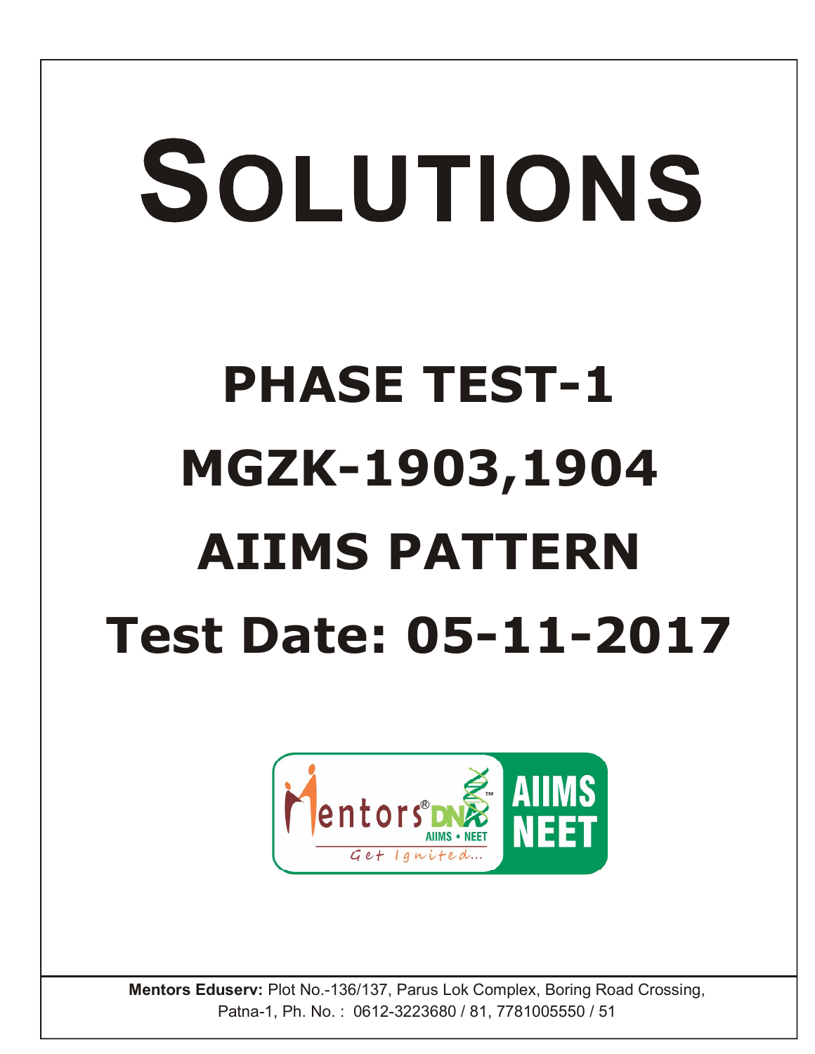# SOLUTIONS

## PHASE TEST-1
## MGZK-1903,1904
## AIIMS PATTERN
## Test Date: 05-11-2017

Mentors® DNA AIIMS • NEET
Get Ignited...
AIIMS NEET

**Mentors Eduserv:** Plot No.-136/137, Parus Lok Complex, Boring Road Crossing, Patna-1, Ph. No. : 0612-3223680 / 81, 7781005550 / 51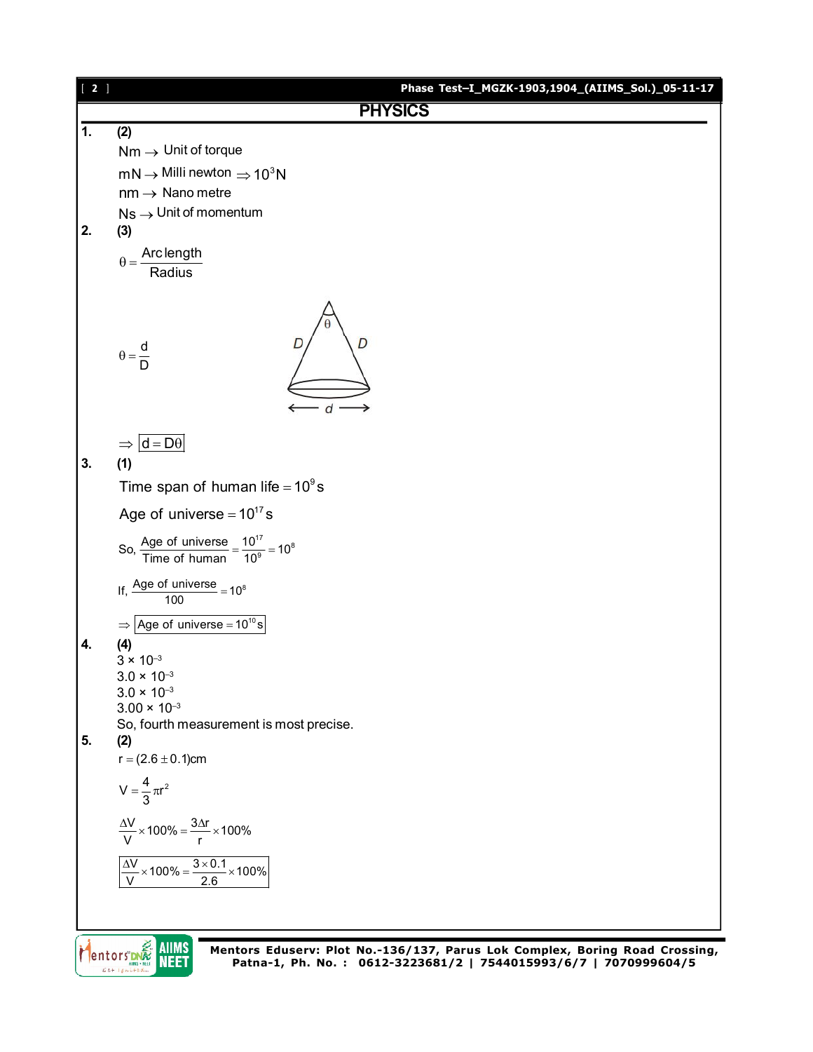# PHYSICS

**1.** **(2)**

Nm $\rightarrow$ Unit of torque

mN $\rightarrow$ Milli newton $\Rightarrow 10^3$N

nm $\rightarrow$ Nano metre

Ns $\rightarrow$ Unit of momentum

**2.** **(3)**

$$\theta = \frac{\text{Arc length}}{\text{Radius}}$$

$$\theta = \frac{d}{D}$$

$\Rightarrow$ $\boxed{d = D\theta}$

**3.** **(1)**

Time span of human life $= 10^9$ s

Age of universe $= 10^{17}$ s

So, $\frac{\text{Age of universe}}{\text{Time of human}} = \frac{10^{17}}{10^9} = 10^8$

If, $\frac{\text{Age of universe}}{100} = 10^8$

$\Rightarrow$ $\boxed{\text{Age of universe} = 10^{10}\text{s}}$

**4.** **(4)**

$3 \times 10^{-3}$

$3.0 \times 10^{-3}$

$3.0 \times 10^{-3}$

$3.00 \times 10^{-3}$

So, fourth measurement is most precise.

**5.** **(2)**

$r = (2.6 \pm 0.1)$cm

$$V = \frac{4}{3}\pi r^2$$

$$\frac{\Delta V}{V} \times 100\% = \frac{3\Delta r}{r} \times 100\%$$

$$\boxed{\frac{\Delta V}{V} \times 100\% = \frac{3 \times 0.1}{2.6} \times 100\%}$$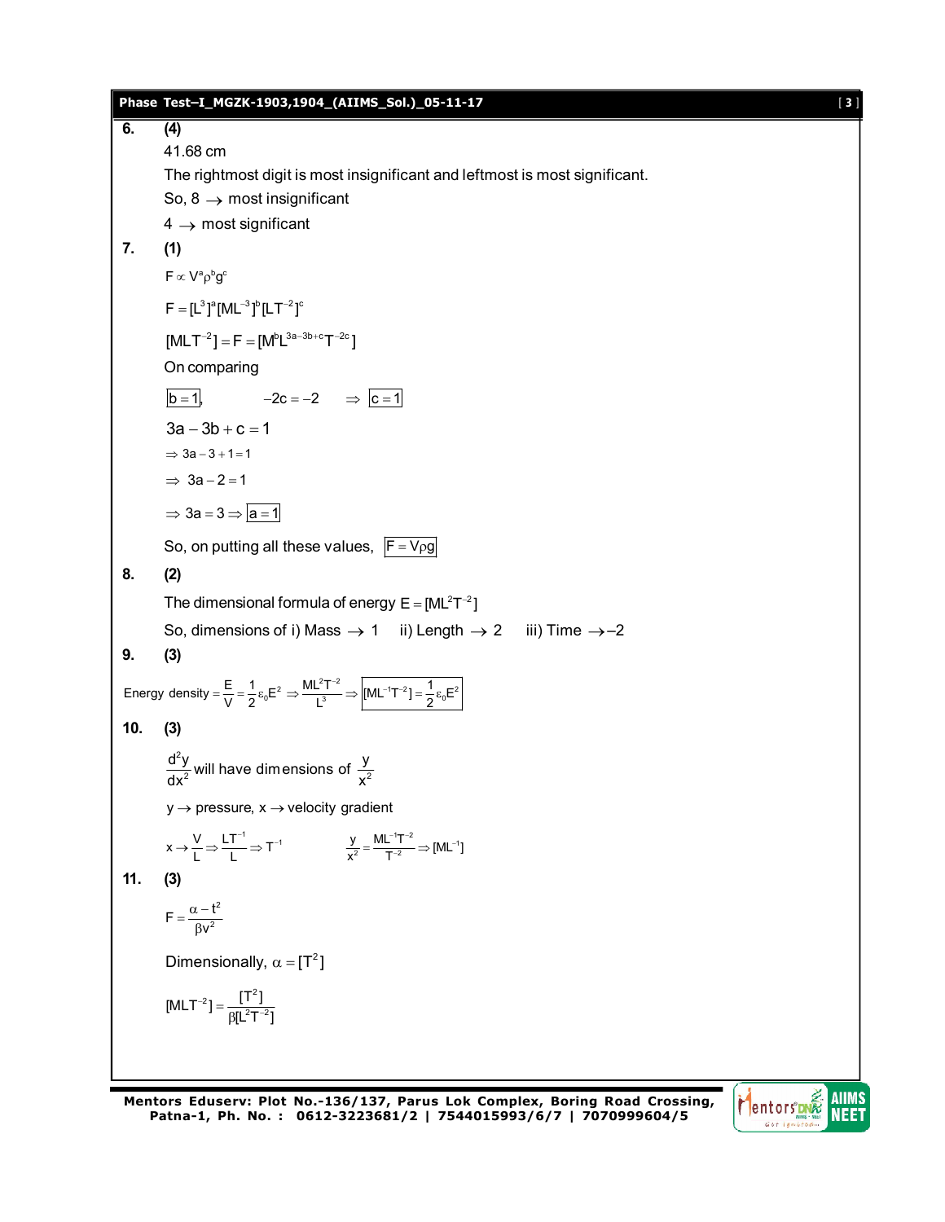**6.** **(4)**

41.68 cm

The rightmost digit is most insignificant and leftmost is most significant.

So, 8 $\rightarrow$ most insignificant

4 $\rightarrow$ most significant

**7.** **(1)**

$F \propto V^a \rho^b g^c$

$F = [L^3]^a [ML^{-3}]^b [LT^{-2}]^c$

$[MLT^{-2}] = F = [M^b L^{3a-3b+c} T^{-2c}]$

On comparing

$\boxed{b=1}$, $\quad -2c = -2 \quad \Rightarrow \boxed{c=1}$

$3a - 3b + c = 1$

$\Rightarrow 3a - 3 + 1 = 1$

$\Rightarrow 3a - 2 = 1$

$\Rightarrow 3a = 3 \Rightarrow \boxed{a=1}$

So, on putting all these values, $\boxed{F = V\rho g}$

**8.** **(2)**

The dimensional formula of energy $E = [ML^2T^{-2}]$

So, dimensions of i) Mass $\rightarrow$ 1 ii) Length $\rightarrow$ 2 iii) Time $\rightarrow$ –2

**9.** **(3)**

Energy density $= \frac{E}{V} = \frac{1}{2}\varepsilon_0 E^2 \Rightarrow \frac{ML^2T^{-2}}{L^3} \Rightarrow \boxed{[ML^{-1}T^{-2}] = \frac{1}{2}\varepsilon_0 E^2}$

**10.** **(3)**

$\frac{d^2y}{dx^2}$ will have dimensions of $\frac{y}{x^2}$

$y \rightarrow$ pressure, $x \rightarrow$ velocity gradient

$x \rightarrow \frac{V}{L} \Rightarrow \frac{LT^{-1}}{L} \Rightarrow T^{-1}$ $\qquad \frac{y}{x^2} = \frac{ML^{-1}T^{-2}}{T^{-2}} \Rightarrow [ML^{-1}]$

**11.** **(3)**

$F = \frac{\alpha - t^2}{\beta v^2}$

Dimensionally, $\alpha = [T^2]$

$[MLT^{-2}] = \frac{[T^2]}{\beta [L^2T^{-2}]}$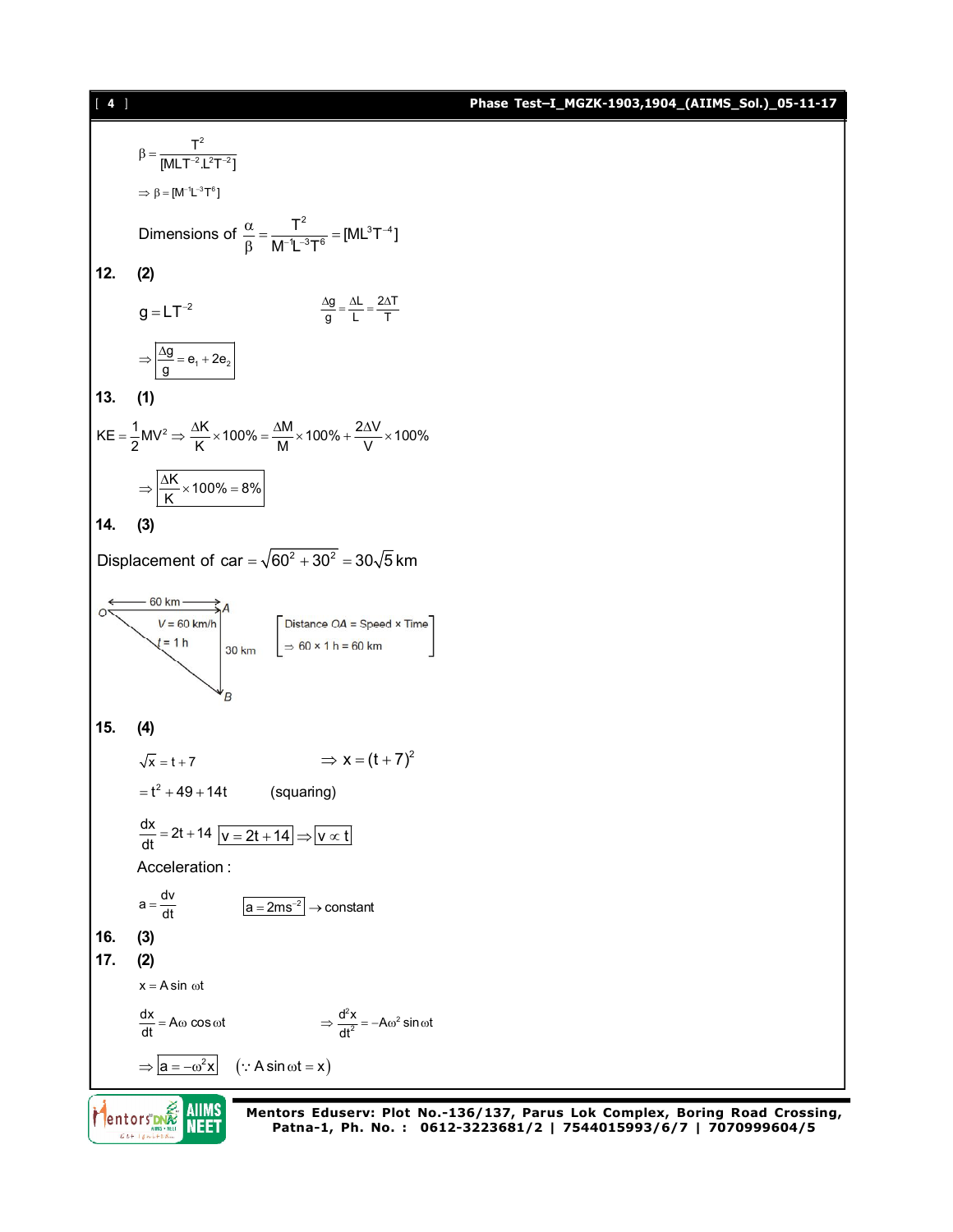$$\beta = \frac{T^2}{[MLT^{-2}.L^2T^{-2}]}$$

$$\Rightarrow \beta = [M^{-1}L^{-3}T^6]$$

Dimensions of $\frac{\alpha}{\beta} = \frac{T^2}{M^{-1}L^{-3}T^6} = [ML^3T^{-4}]$

**12. (2)**

$g = LT^{-2}$ $\qquad\qquad \frac{\Delta g}{g} = \frac{\Delta L}{L} = \frac{2\Delta T}{T}$

$$\Rightarrow \boxed{\frac{\Delta g}{g} = e_1 + 2e_2}$$

**13. (1)**

$$KE = \frac{1}{2}MV^2 \Rightarrow \frac{\Delta K}{K} \times 100\% = \frac{\Delta M}{M} \times 100\% + \frac{2\Delta V}{V} \times 100\%$$

$$\Rightarrow \boxed{\frac{\Delta K}{K} \times 100\% = 8\%}$$

**14. (3)**

Displacement of car $= \sqrt{60^2 + 30^2} = 30\sqrt{5}$ km

O ← 60 km → A; $V = 60$ km/h, $t = 1$ h; AB = 30 km

[Distance OA = Speed × Time
⇒ 60 × 1 h = 60 km]

**15. (4)**

$\sqrt{x} = t + 7$ $\qquad\qquad \Rightarrow x = (t+7)^2$

$= t^2 + 49 + 14t$ $\qquad$ (squaring)

$\frac{dx}{dt} = 2t + 14$ $\quad \boxed{v = 2t + 14} \Rightarrow \boxed{v \propto t}$

Acceleration :

$a = \frac{dv}{dt}$ $\qquad \boxed{a = 2ms^{-2}} \rightarrow$ constant

**16. (3)**

**17. (2)**

$x = A\sin\omega t$

$\frac{dx}{dt} = A\omega\cos\omega t$ $\qquad\qquad \Rightarrow \frac{d^2x}{dt^2} = -A\omega^2\sin\omega t$

$$\Rightarrow \boxed{a = -\omega^2 x} \quad (\because A\sin\omega t = x)$$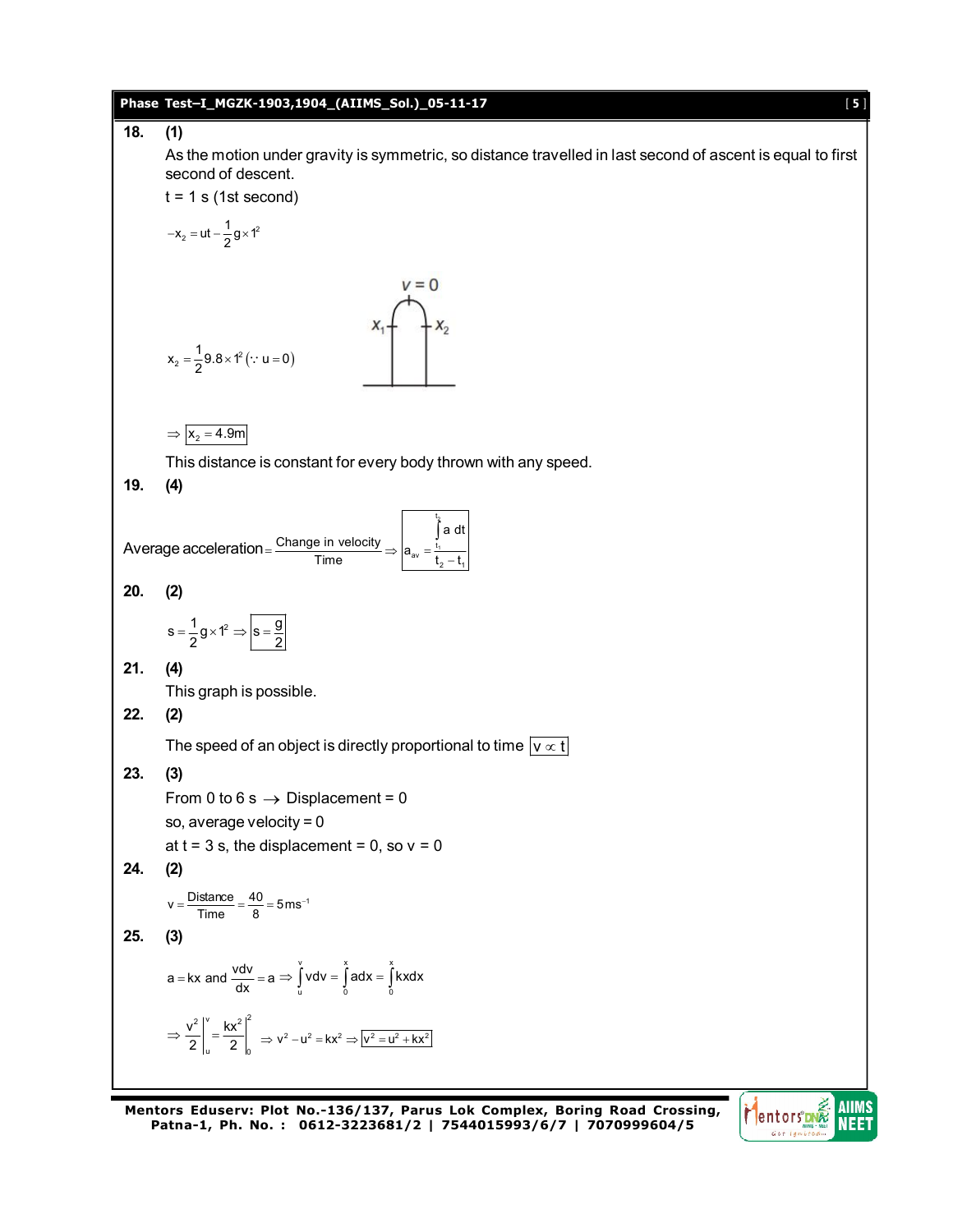**18. (1)**

As the motion under gravity is symmetric, so distance travelled in last second of ascent is equal to first second of descent.

t = 1 s (1st second)

$$-x_2 = ut - \frac{1}{2}g \times 1^2$$

$$x_2 = \frac{1}{2}9.8 \times 1^2 \left(\because u = 0\right)$$

$$\Rightarrow \boxed{x_2 = 4.9\text{m}}$$

This distance is constant for every body thrown with any speed.

**19. (4)**

$$\text{Average acceleration} = \frac{\text{Change in velocity}}{\text{Time}} \Rightarrow \boxed{a_{av} = \frac{\int_{t_1}^{t_2} a\,dt}{t_2 - t_1}}$$

**20. (2)**

$$s = \frac{1}{2}g \times 1^2 \Rightarrow \boxed{s = \frac{g}{2}}$$

**21. (4)**

This graph is possible.

**22. (2)**

The speed of an object is directly proportional to time $\boxed{v \propto t}$

**23. (3)**

From 0 to 6 s $\rightarrow$ Displacement = 0

so, average velocity = 0

at t = 3 s, the displacement = 0, so v = 0

**24. (2)**

$$v = \frac{\text{Distance}}{\text{Time}} = \frac{40}{8} = 5\text{ms}^{-1}$$

**25. (3)**

$$a = kx \text{ and } \frac{vdv}{dx} = a \Rightarrow \int_u^v vdv = \int_0^x adx = \int_0^x kxdx$$

$$\Rightarrow \frac{v^2}{2}\bigg|_u^v = \frac{kx^2}{2}\bigg|_0^x \Rightarrow v^2 - u^2 = kx^2 \Rightarrow \boxed{v^2 = u^2 + kx^2}$$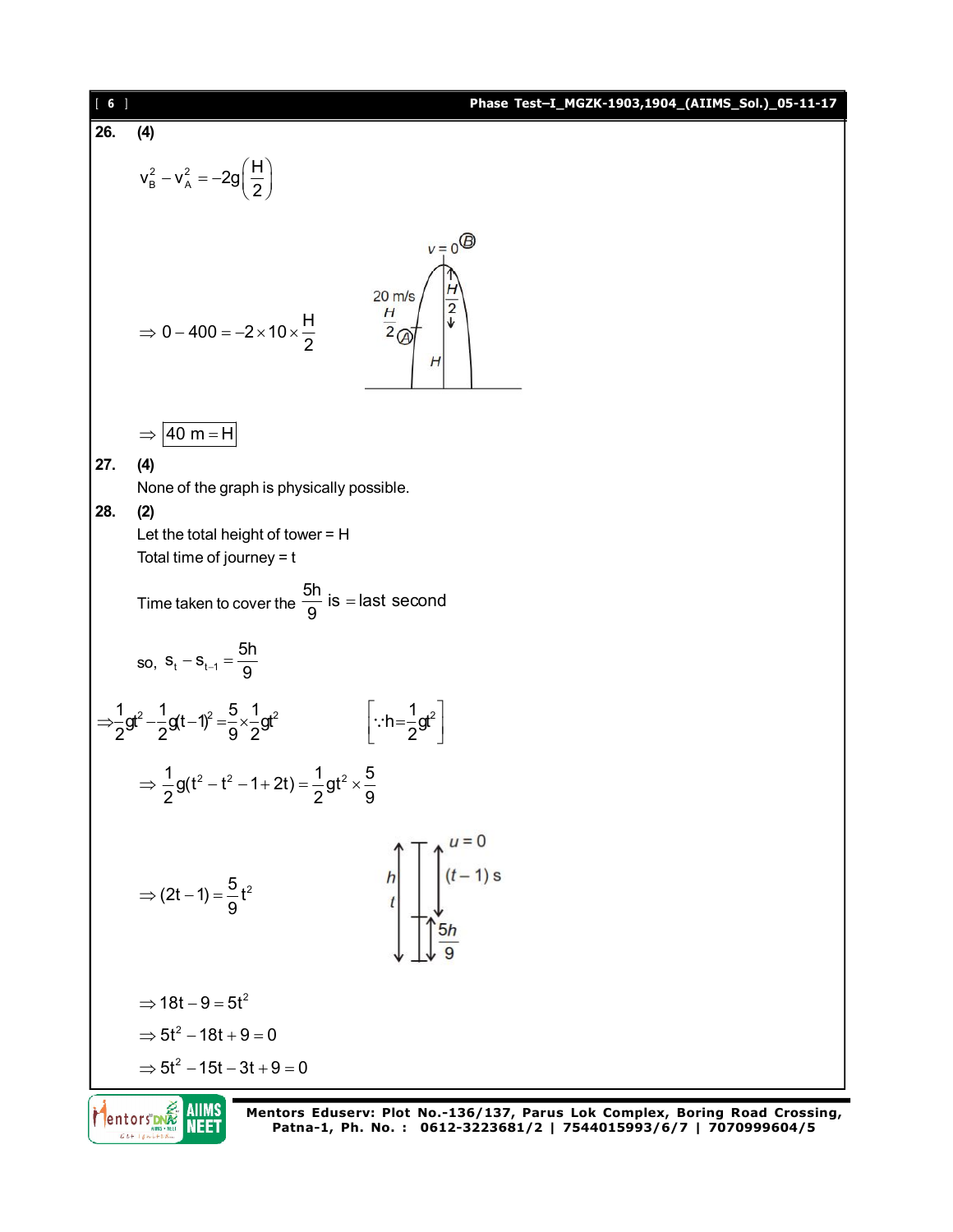**26.** **(4)**

$$v_B^2 - v_A^2 = -2g\left(\frac{H}{2}\right)$$

$$\Rightarrow 0 - 400 = -2 \times 10 \times \frac{H}{2}$$

$$\Rightarrow \boxed{40\text{ m} = H}$$

**27.** **(4)**

None of the graph is physically possible.

**28.** **(2)**

Let the total height of tower = H

Total time of journey = t

Time taken to cover the $\frac{5h}{9}$ is = last second

so, $s_t - s_{t-1} = \frac{5h}{9}$

$$\Rightarrow \frac{1}{2}gt^2 - \frac{1}{2}g(t-1)^2 = \frac{5}{9} \times \frac{1}{2}gt^2 \qquad \left[\because h = \frac{1}{2}gt^2\right]$$

$$\Rightarrow \frac{1}{2}g(t^2 - t^2 - 1 + 2t) = \frac{1}{2}gt^2 \times \frac{5}{9}$$

$$\Rightarrow (2t-1) = \frac{5}{9}t^2$$

$$\Rightarrow 18t - 9 = 5t^2$$

$$\Rightarrow 5t^2 - 18t + 9 = 0$$

$$\Rightarrow 5t^2 - 15t - 3t + 9 = 0$$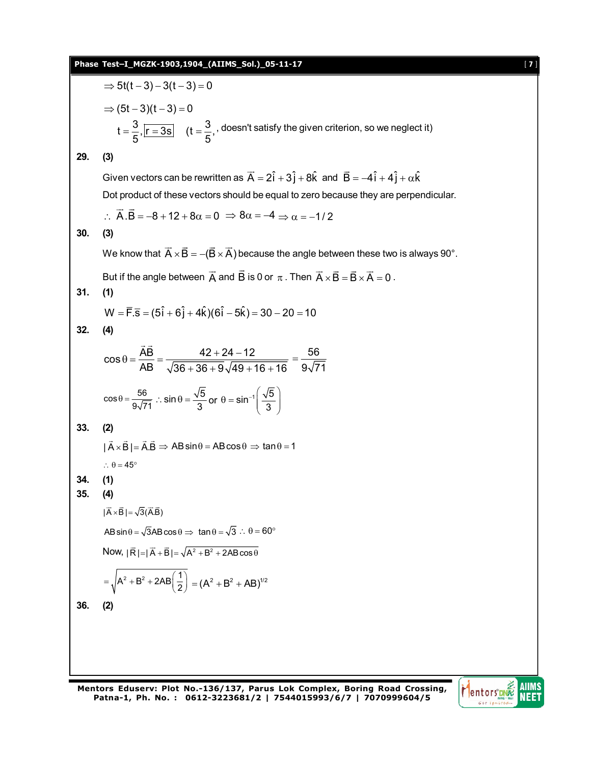$\Rightarrow 5t(t-3)-3(t-3)=0$

$\Rightarrow (5t-3)(t-3)=0$

$t=\frac{3}{5}, \boxed{r=3s}$ $\quad$ ($t=\frac{3}{5}$, doesn't satisfy the given criterion, so we neglect it)

**29. (3)**

Given vectors can be rewritten as $\vec{A}=2\hat{i}+3\hat{j}+8\hat{k}$ and $\vec{B}=-4\hat{i}+4\hat{j}+\alpha\hat{k}$

Dot product of these vectors should be equal to zero because they are perpendicular.

$\therefore \ \vec{A}.\vec{B}=-8+12+8\alpha=0 \ \Rightarrow 8\alpha=-4 \Rightarrow \alpha=-1/2$

**30. (3)**

We know that $\vec{A}\times\vec{B}=-(\vec{B}\times\vec{A})$ because the angle between these two is always 90°.

But if the angle between $\vec{A}$ and $\vec{B}$ is 0 or $\pi$. Then $\vec{A}\times\vec{B}=\vec{B}\times\vec{A}=0$.

**31. (1)**

$W=\vec{F}.\vec{s}=(5\hat{i}+6\hat{j}+4\hat{k})(6\hat{i}-5\hat{k})=30-20=10$

**32. (4)**

$$\cos\theta=\frac{\vec{A}\vec{B}}{AB}=\frac{42+24-12}{\sqrt{36+36+9}\sqrt{49+16+16}}=\frac{56}{9\sqrt{71}}$$

$$\cos\theta=\frac{56}{9\sqrt{71}} \ \therefore \sin\theta=\frac{\sqrt{5}}{3} \text{ or } \theta=\sin^{-1}\left(\frac{\sqrt{5}}{3}\right)$$

**33. (2)**

$|\vec{A}\times\vec{B}|=\vec{A}.\vec{B} \Rightarrow AB\sin\theta=AB\cos\theta \Rightarrow \tan\theta=1$

$\therefore \ \theta=45°$

**34. (1)**

**35. (4)**

$|\vec{A}\times\vec{B}|=\sqrt{3}(\vec{A}.\vec{B})$

$AB\sin\theta=\sqrt{3}AB\cos\theta \Rightarrow \ \tan\theta=\sqrt{3} \ \therefore \ \theta=60°$

Now, $|\vec{R}|=|\vec{A}+\vec{B}|=\sqrt{A^2+B^2+2AB\cos\theta}$

$$=\sqrt{A^2+B^2+2AB\left(\frac{1}{2}\right)}=(A^2+B^2+AB)^{1/2}$$

**36. (2)**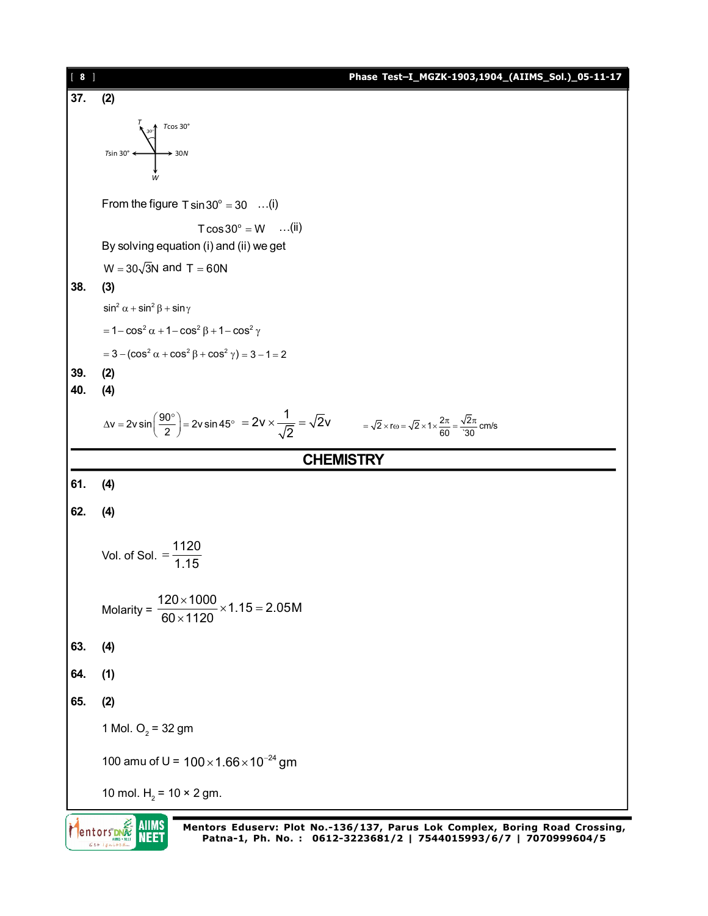**37. (2)**

From the figure $T\sin 30^{\circ} = 30 \quad \ldots$(i)

$T\cos 30^{\circ} = W \quad \ldots$(ii)

By solving equation (i) and (ii) we get

$W = 30\sqrt{3}N$ and $T = 60N$

**38. (3)**

$\sin^2\alpha + \sin^2\beta + \sin\gamma$

$= 1 - \cos^2\alpha + 1 - \cos^2\beta + 1 - \cos^2\gamma$

$= 3 - (\cos^2\alpha + \cos^2\beta + \cos^2\gamma) = 3 - 1 = 2$

**39. (2)**

**40. (4)**

$\Delta v = 2v\sin\left(\frac{90^{\circ}}{2}\right) = 2v\sin 45^{\circ} = 2v \times \frac{1}{\sqrt{2}} = \sqrt{2}v \qquad = \sqrt{2} \times r\omega = \sqrt{2} \times 1 \times \frac{2\pi}{60} = \frac{\sqrt{2}\pi}{30}$ cm/s

## CHEMISTRY

**61. (4)**

**62. (4)**

Vol. of Sol. $= \frac{1120}{1.15}$

Molarity = $\frac{120 \times 1000}{60 \times 1120} \times 1.15 = 2.05M$

**63. (4)**

**64. (1)**

**65. (2)**

1 Mol. $O_2$ = 32 gm

100 amu of U = $100 \times 1.66 \times 10^{-24}$ gm

10 mol. $H_2$ = 10 × 2 gm.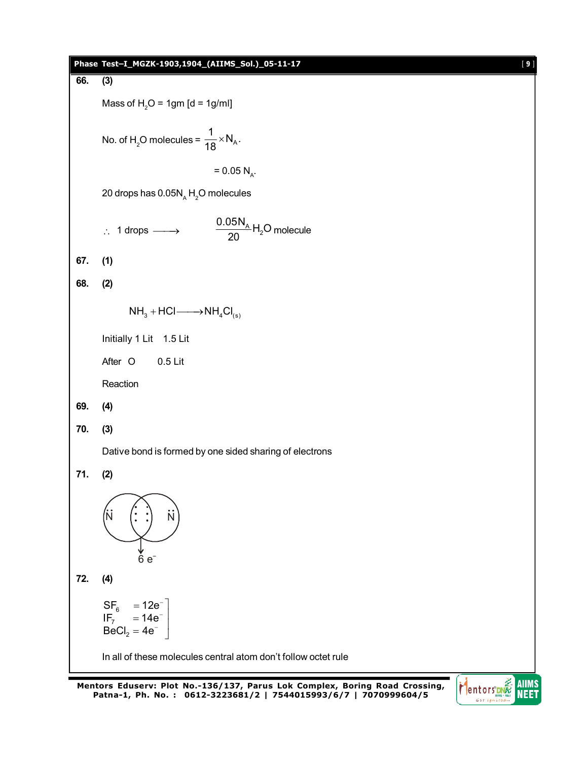**66. (3)**

Mass of $H_2O$ = 1gm [d = 1g/ml]

No. of $H_2O$ molecules = $\frac{1}{18} \times N_A$.

= 0.05 $N_A$.

20 drops has 0.05$N_A$ $H_2O$ molecules

$\therefore$ 1 drops $\longrightarrow$ $\frac{0.05N_A}{20}$ $H_2O$ molecule

**67. (1)**

**68. (2)**

$$NH_3 + HCl \longrightarrow NH_4Cl_{(s)}$$

Initially 1 Lit 1.5 Lit

After O 0.5 Lit

Reaction

**69. (4)**

**70. (3)**

Dative bond is formed by one sided sharing of electrons

**71. (2)**

N :: : N (overlapping circles)

6 $e^-$

**72. (4)**

$$\left.\begin{array}{l} SF_6 = 12e^- \\ IF_7 = 14e^- \\ BeCl_2 = 4e^- \end{array}\right]$$

In all of these molecules central atom don't follow octet rule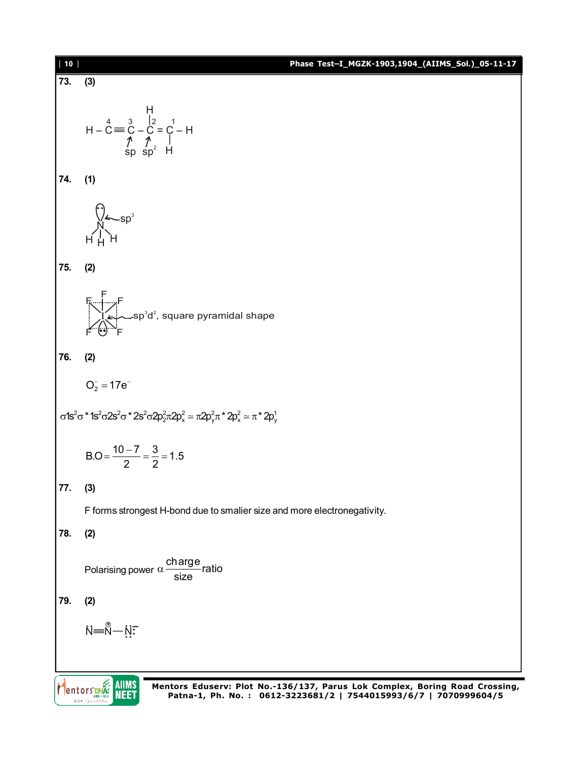**73. (3)**

$$H-\overset{4}{C}\equiv\overset{3}{C}-\overset{\overset{H}{|}}{\overset{2}{C}}=\overset{1}{C}-H$$

(C3: sp, C2: $sp^2$; C1 bears H below)

**74. (1)**

$NH_3$: N with lone pair in $sp^3$ orbital, bonded to three H.

**75. (2)**

$IF_5$: $sp^3d^2$, square pyramidal shape

**76. (2)**

$O_2^- = 17e^-$

$$\sigma 1s^2 \sigma^* 1s^2 \sigma 2s^2 \sigma^* 2s^2 \sigma 2p_z^2 \pi 2p_x^2 \simeq \pi 2p_y^2 \pi^* 2p_x^2 \simeq \pi^* 2p_y^1$$

$$B.O = \frac{10-7}{2} = \frac{3}{2} = 1.5$$

**77. (3)**

F forms strongest H-bond due to smalier size and more electronegativity.

**78. (2)**

$$\text{Polarising power } \alpha \frac{\text{charge}}{\text{size}} \text{ratio}$$

**79. (2)**

$$\dot{N}\equiv\overset{\oplus}{N}-\ddot{N}^{-}$$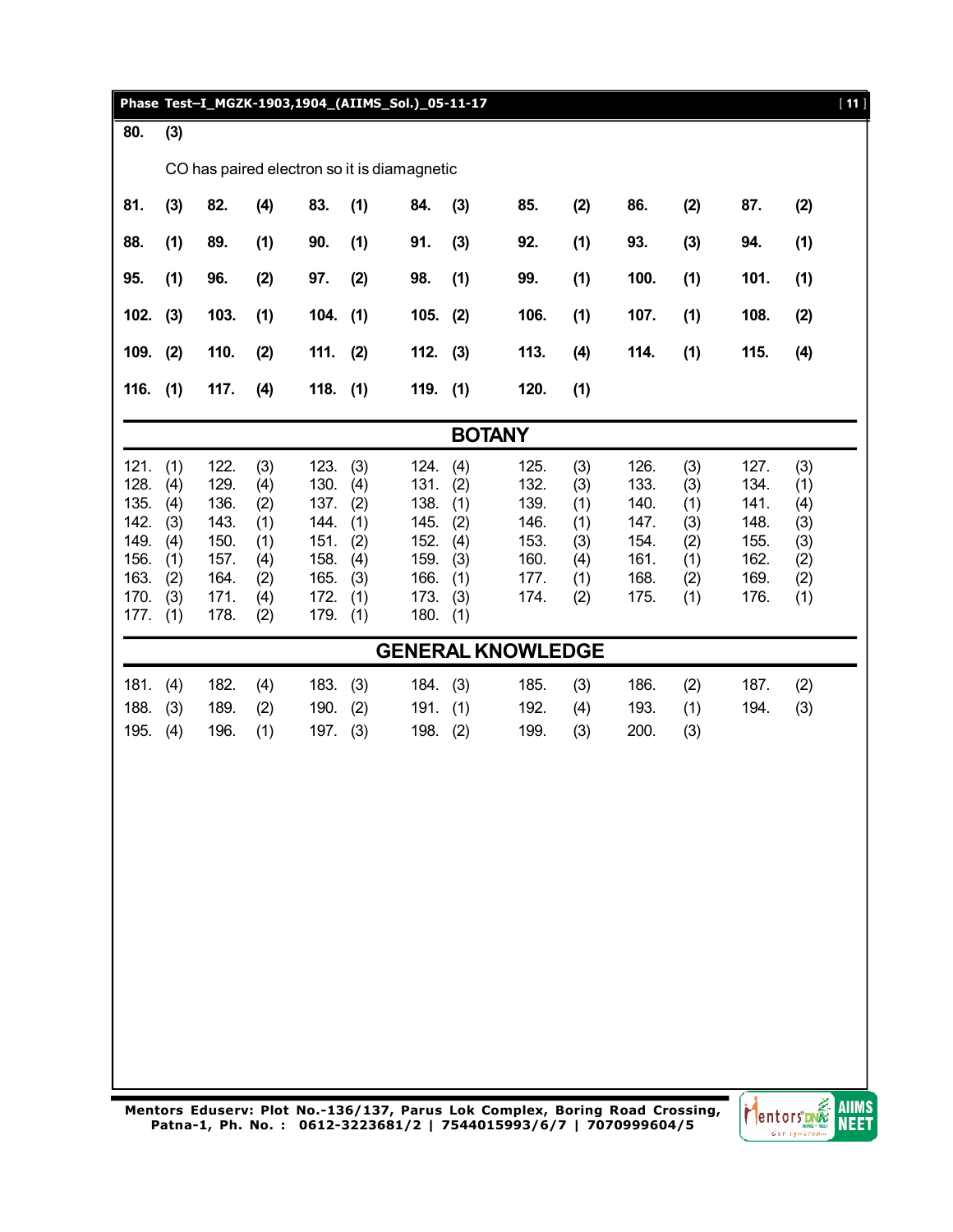**80. (3)**

CO has paired electron so it is diamagnetic

| | | | | | | | | | | | | | |
|---|---|---|---|---|---|---|---|---|---|---|---|---|---|
| **81.** | **(3)** | **82.** | **(4)** | **83.** | **(1)** | **84.** | **(3)** | **85.** | **(2)** | **86.** | **(2)** | **87.** | **(2)** |
| **88.** | **(1)** | **89.** | **(1)** | **90.** | **(1)** | **91.** | **(3)** | **92.** | **(1)** | **93.** | **(3)** | **94.** | **(1)** |
| **95.** | **(1)** | **96.** | **(2)** | **97.** | **(2)** | **98.** | **(1)** | **99.** | **(1)** | **100.** | **(1)** | **101.** | **(1)** |
| **102.** | **(3)** | **103.** | **(1)** | **104.** | **(1)** | **105.** | **(2)** | **106.** | **(1)** | **107.** | **(1)** | **108.** | **(2)** |
| **109.** | **(2)** | **110.** | **(2)** | **111.** | **(2)** | **112.** | **(3)** | **113.** | **(4)** | **114.** | **(1)** | **115.** | **(4)** |
| **116.** | **(1)** | **117.** | **(4)** | **118.** | **(1)** | **119.** | **(1)** | **120.** | **(1)** | | | | |

## BOTANY

| | | | | | | | | | | | | | |
|---|---|---|---|---|---|---|---|---|---|---|---|---|---|
| 121. | (1) | 122. | (3) | 123. | (3) | 124. | (4) | 125. | (3) | 126. | (3) | 127. | (3) |
| 128. | (4) | 129. | (4) | 130. | (4) | 131. | (2) | 132. | (3) | 133. | (3) | 134. | (1) |
| 135. | (4) | 136. | (2) | 137. | (2) | 138. | (1) | 139. | (1) | 140. | (1) | 141. | (4) |
| 142. | (3) | 143. | (1) | 144. | (1) | 145. | (2) | 146. | (1) | 147. | (3) | 148. | (3) |
| 149. | (4) | 150. | (1) | 151. | (2) | 152. | (4) | 153. | (3) | 154. | (2) | 155. | (3) |
| 156. | (1) | 157. | (4) | 158. | (4) | 159. | (3) | 160. | (4) | 161. | (1) | 162. | (2) |
| 163. | (2) | 164. | (2) | 165. | (3) | 166. | (1) | 177. | (1) | 168. | (2) | 169. | (2) |
| 170. | (3) | 171. | (4) | 172. | (1) | 173. | (3) | 174. | (2) | 175. | (1) | 176. | (1) |
| 177. | (1) | 178. | (2) | 179. | (1) | 180. | (1) | | | | | | |

## GENERAL KNOWLEDGE

| | | | | | | | | | | | | | |
|---|---|---|---|---|---|---|---|---|---|---|---|---|---|
| 181. | (4) | 182. | (4) | 183. | (3) | 184. | (3) | 185. | (3) | 186. | (2) | 187. | (2) |
| 188. | (3) | 189. | (2) | 190. | (2) | 191. | (1) | 192. | (4) | 193. | (1) | 194. | (3) |
| 195. | (4) | 196. | (1) | 197. | (3) | 198. | (2) | 199. | (3) | 200. | (3) | | |